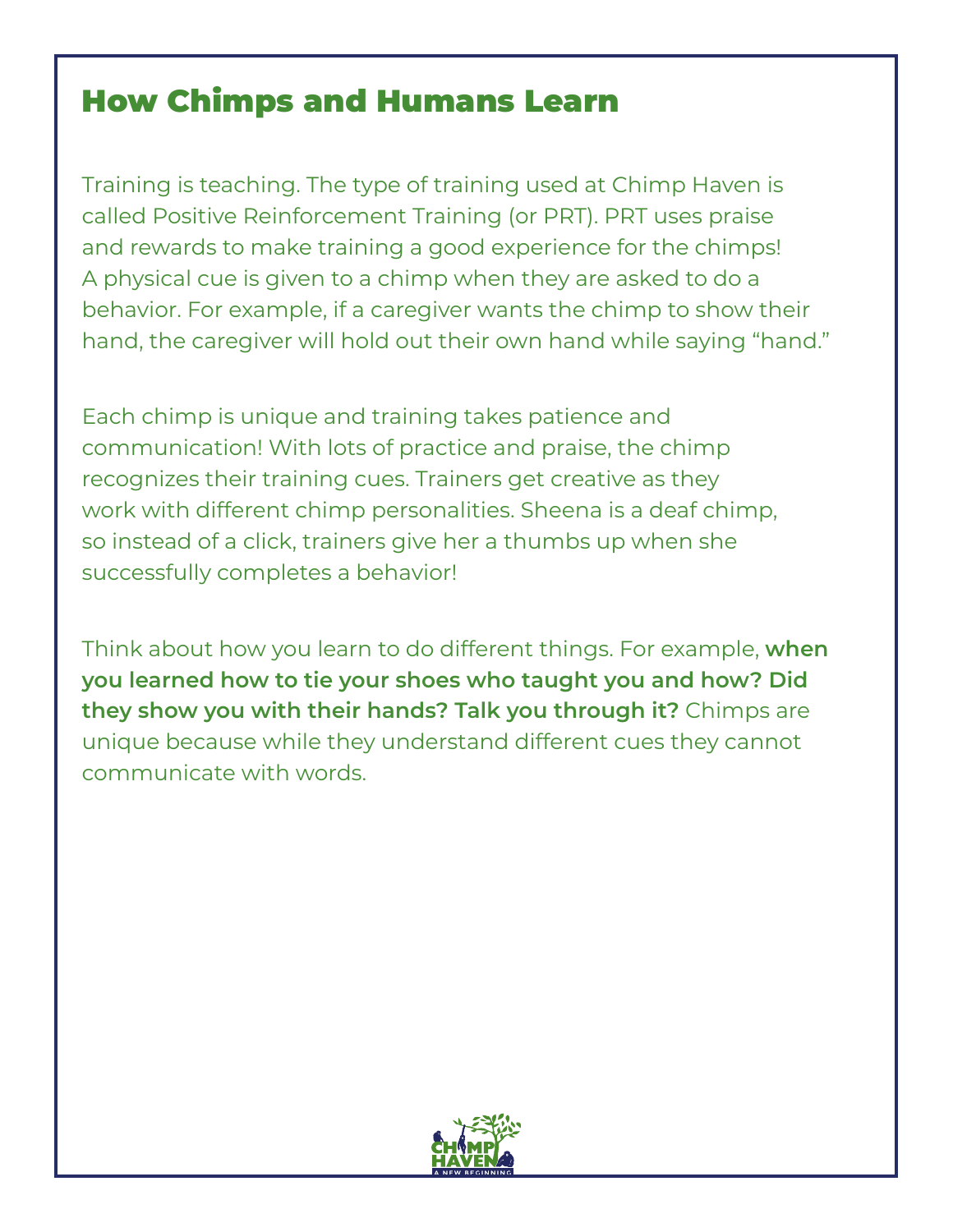# How Chimps and Humans Learn

Training is teaching. The type of training used at Chimp Haven is called Positive Reinforcement Training (or PRT). PRT uses praise and rewards to make training a good experience for the chimps! A physical cue is given to a chimp when they are asked to do a behavior. For example, if a caregiver wants the chimp to show their hand, the caregiver will hold out their own hand while saying "hand."

Each chimp is unique and training takes patience and communication! With lots of practice and praise, the chimp recognizes their training cues. Trainers get creative as they work with different chimp personalities. Sheena is a deaf chimp, so instead of a click, trainers give her a thumbs up when she successfully completes a behavior!

Think about how you learn to do different things. For example, **when you learned how to tie your shoes who taught you and how? Did they show you with their hands? Talk you through it?** Chimps are unique because while they understand different cues they cannot communicate with words.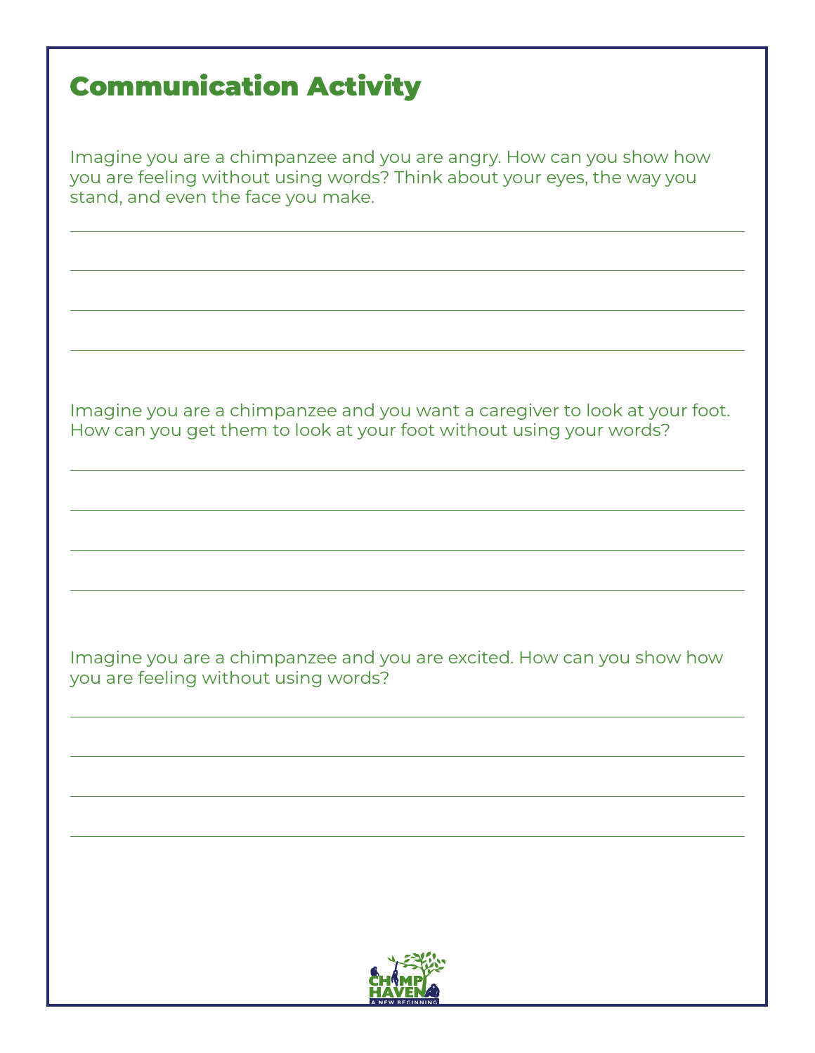# Communication Activity

Imagine you are a chimpanzee and you are angry. How can you show how you are feeling without using words? Think about your eyes, the way you stand, and even the face you make.

Imagine you are a chimpanzee and you want a caregiver to look at your foot. How can you get them to look at your foot without using your words?

Imagine you are a chimpanzee and you are excited. How can you show how you are feeling without using words?